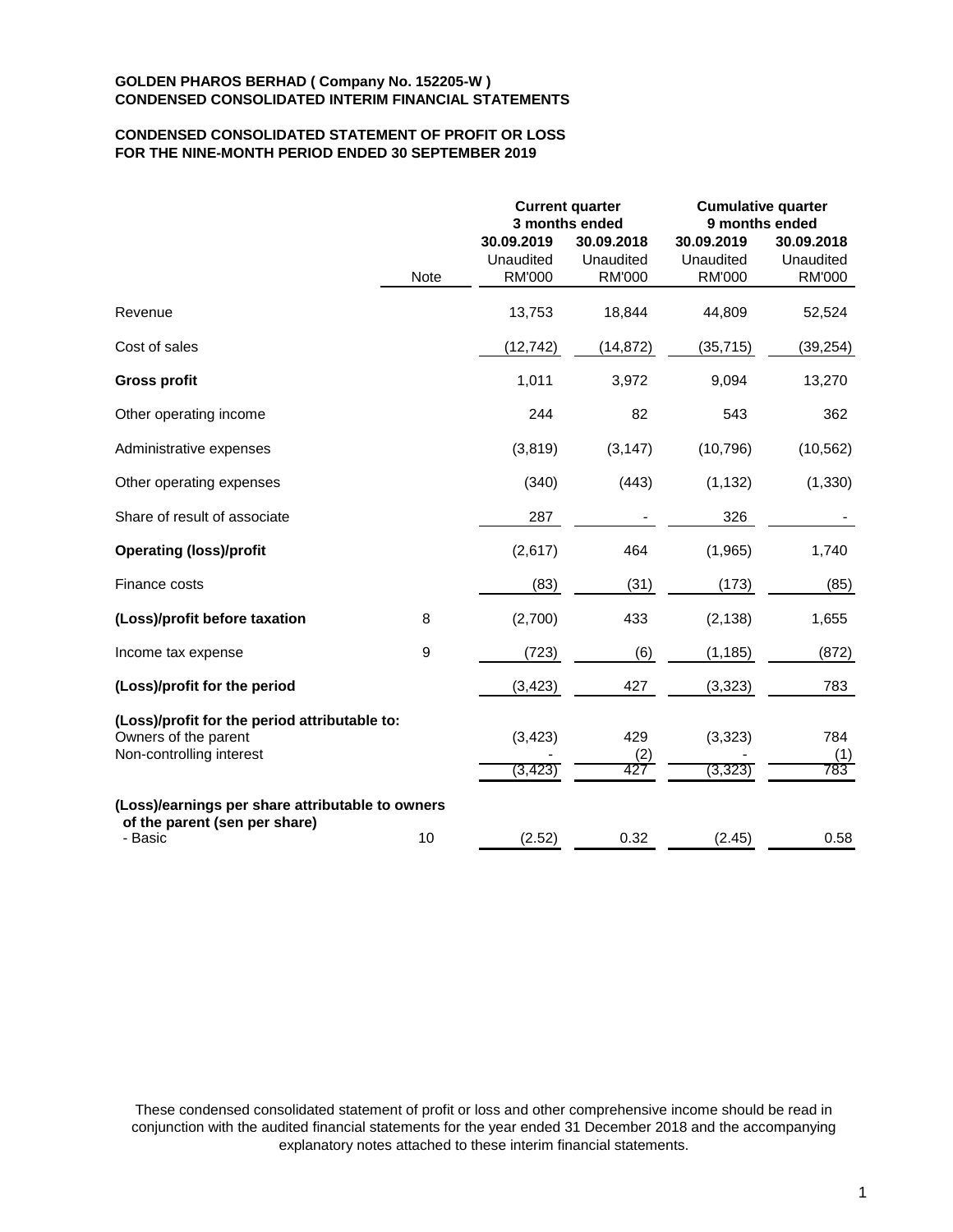**GOLDEN PHAROS BERHAD ( Company No. 152205-W )**
**CONDENSED CONSOLIDATED INTERIM FINANCIAL STATEMENTS**

**CONDENSED CONSOLIDATED STATEMENT OF PROFIT OR LOSS**
**FOR THE NINE-MONTH PERIOD ENDED 30 SEPTEMBER 2019**

| | | Current quarter 3 months ended | | Cumulative quarter 9 months ended | |
|---|---|---|---|---|---|
| | | 30.09.2019 | 30.09.2018 | 30.09.2019 | 30.09.2018 |
| | | Unaudited | Unaudited | Unaudited | Unaudited |
| | Note | RM'000 | RM'000 | RM'000 | RM'000 |
| Revenue | | 13,753 | 18,844 | 44,809 | 52,524 |
| Cost of sales | | (12,742) | (14,872) | (35,715) | (39,254) |
| **Gross profit** | | 1,011 | 3,972 | 9,094 | 13,270 |
| Other operating income | | 244 | 82 | 543 | 362 |
| Administrative expenses | | (3,819) | (3,147) | (10,796) | (10,562) |
| Other operating expenses | | (340) | (443) | (1,132) | (1,330) |
| Share of result of associate | | 287 | - | 326 | - |
| **Operating (loss)/profit** | | (2,617) | 464 | (1,965) | 1,740 |
| Finance costs | | (83) | (31) | (173) | (85) |
| **(Loss)/profit before taxation** | 8 | (2,700) | 433 | (2,138) | 1,655 |
| Income tax expense | 9 | (723) | (6) | (1,185) | (872) |
| **(Loss)/profit for the period** | | (3,423) | 427 | (3,323) | 783 |
| **(Loss)/profit for the period attributable to:** | | | | | |
| Owners of the parent | | (3,423) | 429 | (3,323) | 784 |
| Non-controlling interest | | - | (2) | - | (1) |
| | | (3,423) | 427 | (3,323) | 783 |
| **(Loss)/earnings per share attributable to owners of the parent (sen per share)** | | | | | |
| - Basic | 10 | (2.52) | 0.32 | (2.45) | 0.58 |

These condensed consolidated statement of profit or loss and other comprehensive income should be read in conjunction with the audited financial statements for the year ended 31 December 2018 and the accompanying explanatory notes attached to these interim financial statements.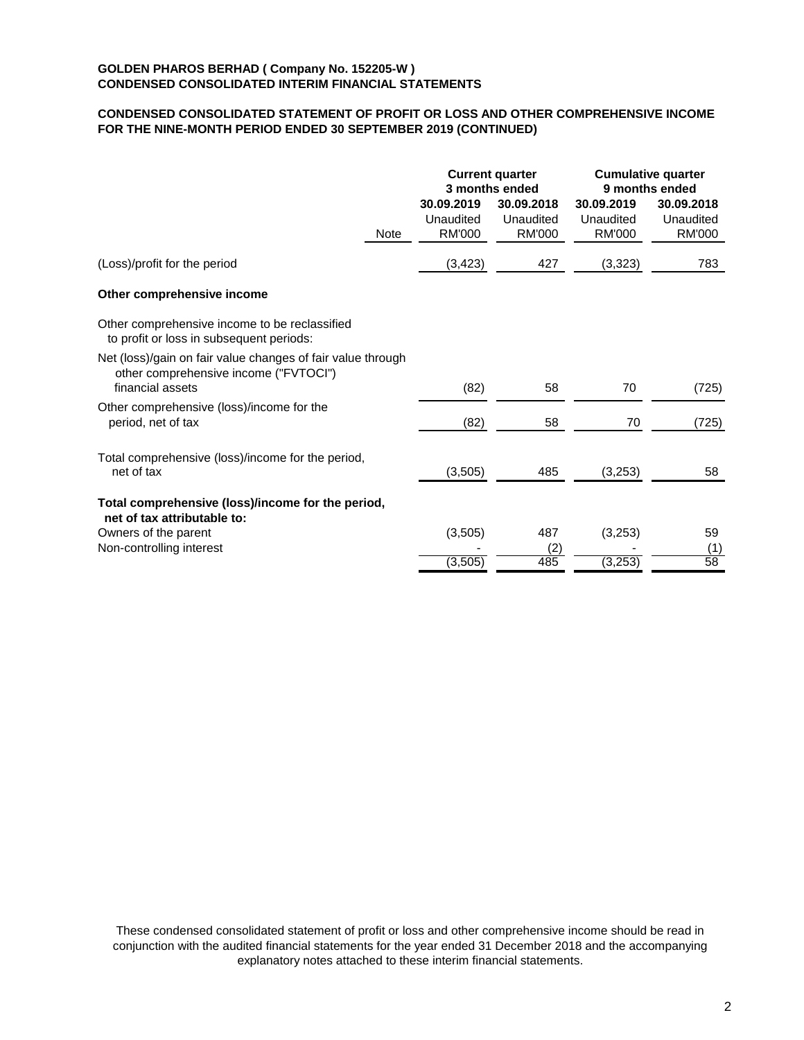**GOLDEN PHAROS BERHAD ( Company No. 152205-W )**
**CONDENSED CONSOLIDATED INTERIM FINANCIAL STATEMENTS**

**CONDENSED CONSOLIDATED STATEMENT OF PROFIT OR LOSS AND OTHER COMPREHENSIVE INCOME FOR THE NINE-MONTH PERIOD ENDED 30 SEPTEMBER 2019 (CONTINUED)**

| | Note | **Current quarter 3 months ended** | | **Cumulative quarter 9 months ended** | |
|---|---|---|---|---|---|
| | | **30.09.2019** Unaudited RM'000 | **30.09.2018** Unaudited RM'000 | **30.09.2019** Unaudited RM'000 | **30.09.2018** Unaudited RM'000 |
| (Loss)/profit for the period | | (3,423) | 427 | (3,323) | 783 |
| **Other comprehensive income** | | | | | |
| Other comprehensive income to be reclassified to profit or loss in subsequent periods: | | | | | |
| Net (loss)/gain on fair value changes of fair value through other comprehensive income ("FVTOCI") financial assets | | (82) | 58 | 70 | (725) |
| Other comprehensive (loss)/income for the period, net of tax | | (82) | 58 | 70 | (725) |
| Total comprehensive (loss)/income for the period, net of tax | | (3,505) | 485 | (3,253) | 58 |
| **Total comprehensive (loss)/income for the period, net of tax attributable to:** | | | | | |
| Owners of the parent | | (3,505) | 487 | (3,253) | 59 |
| Non-controlling interest | | - | (2) | - | (1) |
| | | (3,505) | 485 | (3,253) | 58 |

These condensed consolidated statement of profit or loss and other comprehensive income should be read in conjunction with the audited financial statements for the year ended 31 December 2018 and the accompanying explanatory notes attached to these interim financial statements.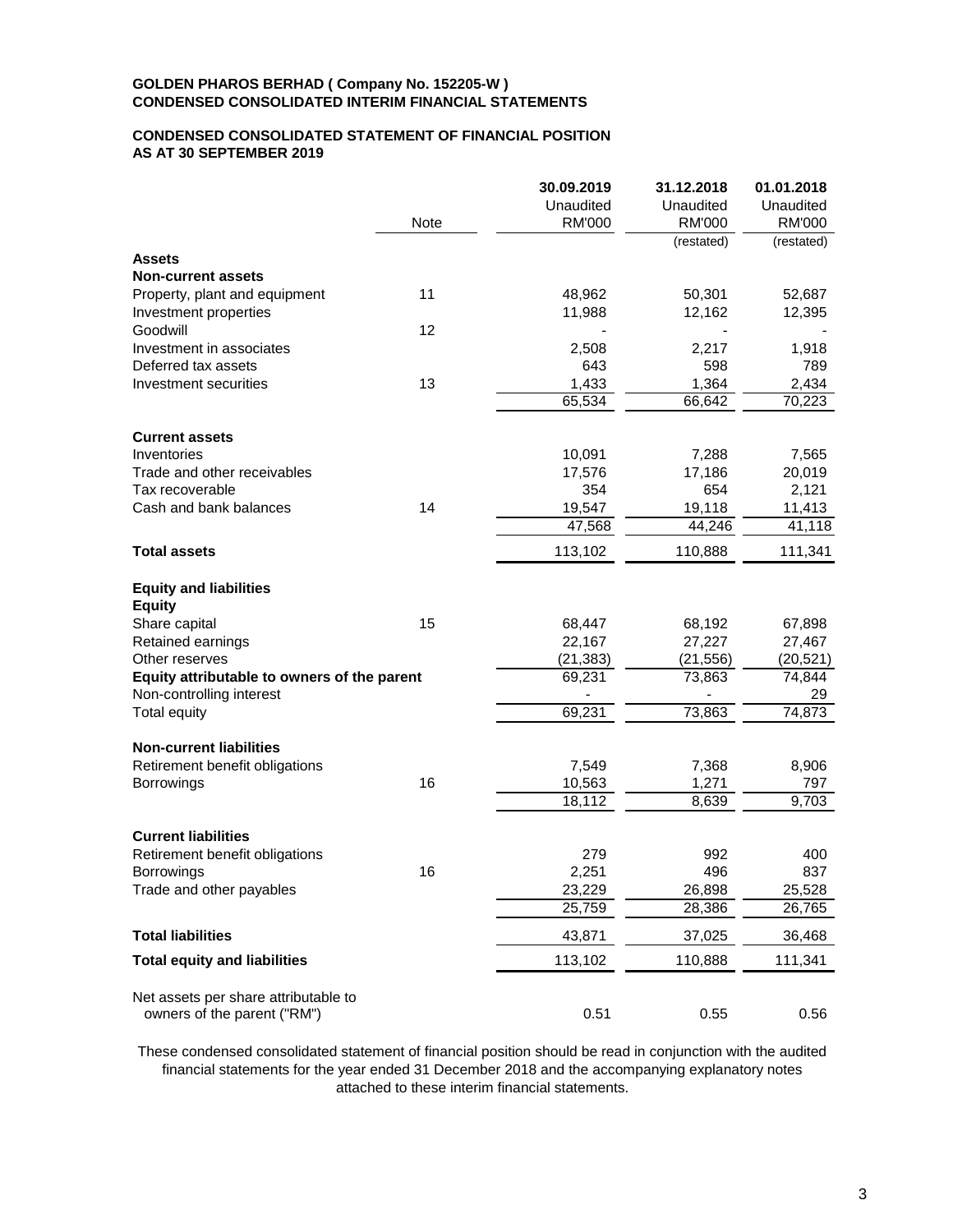**GOLDEN PHAROS BERHAD ( Company No. 152205-W )**
**CONDENSED CONSOLIDATED INTERIM FINANCIAL STATEMENTS**

**CONDENSED CONSOLIDATED STATEMENT OF FINANCIAL POSITION**
**AS AT 30 SEPTEMBER 2019**

| | Note | 30.09.2019 Unaudited RM'000 | 31.12.2018 Unaudited RM'000 (restated) | 01.01.2018 Unaudited RM'000 (restated) |
|---|---|---|---|---|
| **Assets** | | | | |
| **Non-current assets** | | | | |
| Property, plant and equipment | 11 | 48,962 | 50,301 | 52,687 |
| Investment properties | | 11,988 | 12,162 | 12,395 |
| Goodwill | 12 | - | - | - |
| Investment in associates | | 2,508 | 2,217 | 1,918 |
| Deferred tax assets | | 643 | 598 | 789 |
| Investment securities | 13 | 1,433 | 1,364 | 2,434 |
| | | 65,534 | 66,642 | 70,223 |
| **Current assets** | | | | |
| Inventories | | 10,091 | 7,288 | 7,565 |
| Trade and other receivables | | 17,576 | 17,186 | 20,019 |
| Tax recoverable | | 354 | 654 | 2,121 |
| Cash and bank balances | 14 | 19,547 | 19,118 | 11,413 |
| | | 47,568 | 44,246 | 41,118 |
| **Total assets** | | 113,102 | 110,888 | 111,341 |
| **Equity and liabilities** | | | | |
| **Equity** | | | | |
| Share capital | 15 | 68,447 | 68,192 | 67,898 |
| Retained earnings | | 22,167 | 27,227 | 27,467 |
| Other reserves | | (21,383) | (21,556) | (20,521) |
| **Equity attributable to owners of the parent** | | 69,231 | 73,863 | 74,844 |
| Non-controlling interest | | - | - | 29 |
| Total equity | | 69,231 | 73,863 | 74,873 |
| **Non-current liabilities** | | | | |
| Retirement benefit obligations | | 7,549 | 7,368 | 8,906 |
| Borrowings | 16 | 10,563 | 1,271 | 797 |
| | | 18,112 | 8,639 | 9,703 |
| **Current liabilities** | | | | |
| Retirement benefit obligations | | 279 | 992 | 400 |
| Borrowings | 16 | 2,251 | 496 | 837 |
| Trade and other payables | | 23,229 | 26,898 | 25,528 |
| | | 25,759 | 28,386 | 26,765 |
| **Total liabilities** | | 43,871 | 37,025 | 36,468 |
| **Total equity and liabilities** | | 113,102 | 110,888 | 111,341 |
| Net assets per share attributable to owners of the parent ("RM") | | 0.51 | 0.55 | 0.56 |

These condensed consolidated statement of financial position should be read in conjunction with the audited financial statements for the year ended 31 December 2018 and the accompanying explanatory notes attached to these interim financial statements.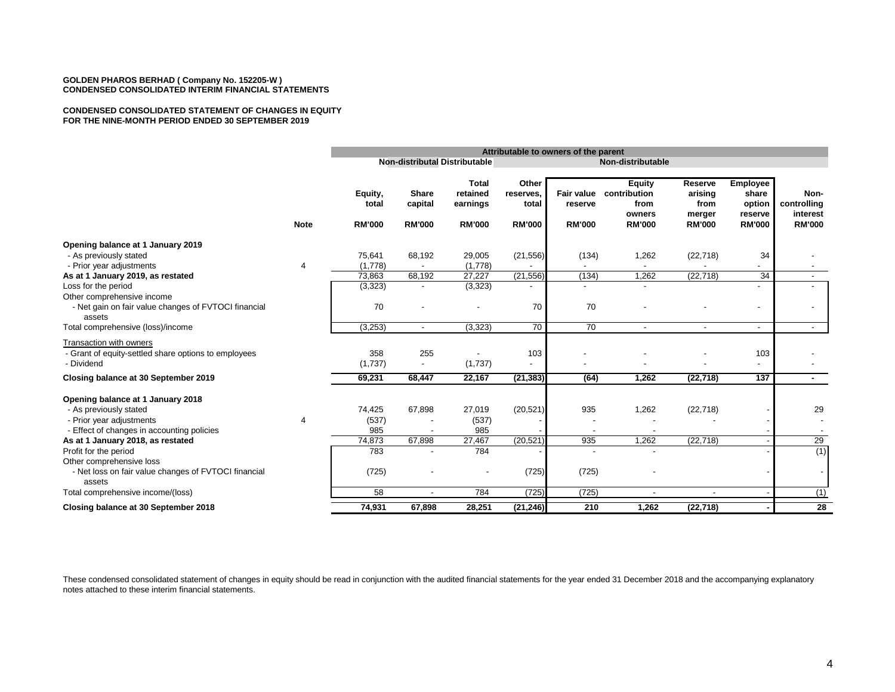**GOLDEN PHAROS BERHAD ( Company No. 152205-W )**
**CONDENSED CONSOLIDATED INTERIM FINANCIAL STATEMENTS**

**CONDENSED CONSOLIDATED STATEMENT OF CHANGES IN EQUITY**
**FOR THE NINE-MONTH PERIOD ENDED 30 SEPTEMBER 2019**

| | | Attributable to owners of the parent | | | | | | | | |
|---|---|---|---|---|---|---|---|---|---|---|
| | | | Non-distributable | Distributable | Non-distributable | | | | | |
| | Note | Equity, total RM'000 | Share capital RM'000 | Total retained earnings RM'000 | Other reserves, total RM'000 | Fair value reserve RM'000 | Equity contribution from owners RM'000 | Reserve arising from merger RM'000 | Employee share option reserve RM'000 | Non-controlling interest RM'000 |
| **Opening balance at 1 January 2019** | | | | | | | | | | |
| - As previously stated | | 75,641 | 68,192 | 29,005 | (21,556) | (134) | 1,262 | (22,718) | 34 | - |
| - Prior year adjustments | 4 | (1,778) | - | (1,778) | - | - | - | - | - | - |
| **As at 1 January 2019, as restated** | | 73,863 | 68,192 | 27,227 | (21,556) | (134) | 1,262 | (22,718) | 34 | - |
| Loss for the period | | (3,323) | - | (3,323) | - | - | - | | - | - |
| Other comprehensive income | | | | | | | | | | |
| - Net gain on fair value changes of FVTOCI financial assets | | 70 | - | - | 70 | 70 | - | - | - | - |
| Total comprehensive (loss)/income | | (3,253) | - | (3,323) | 70 | 70 | - | - | - | - |
| Transaction with owners | | | | | | | | | | |
| - Grant of equity-settled share options to employees | | 358 | 255 | - | 103 | - | - | - | 103 | - |
| - Dividend | | (1,737) | - | (1,737) | - | - | - | - | - | - |
| **Closing balance at 30 September 2019** | | **69,231** | **68,447** | **22,167** | **(21,383)** | **(64)** | **1,262** | **(22,718)** | **137** | **-** |
| **Opening balance at 1 January 2018** | | | | | | | | | | |
| - As previously stated | | 74,425 | 67,898 | 27,019 | (20,521) | 935 | 1,262 | (22,718) | - | 29 |
| - Prior year adjustments | 4 | (537) | - | (537) | - | - | - | - | - | - |
| - Effect of changes in accounting policies | | 985 | - | 985 | - | - | - | | - | - |
| **As at 1 January 2018, as restated** | | 74,873 | 67,898 | 27,467 | (20,521) | 935 | 1,262 | (22,718) | - | 29 |
| Profit for the period | | 783 | - | 784 | - | - | - | | - | (1) |
| Other comprehensive loss | | | | | | | | | | |
| - Net loss on fair value changes of FVTOCI financial assets | | (725) | - | - | (725) | (725) | - | | - | - |
| Total comprehensive income/(loss) | | 58 | - | 784 | (725) | (725) | - | - | - | (1) |
| **Closing balance at 30 September 2018** | | **74,931** | **67,898** | **28,251** | **(21,246)** | **210** | **1,262** | **(22,718)** | **-** | **28** |

These condensed consolidated statement of changes in equity should be read in conjunction with the audited financial statements for the year ended 31 December 2018 and the accompanying explanatory notes attached to these interim financial statements.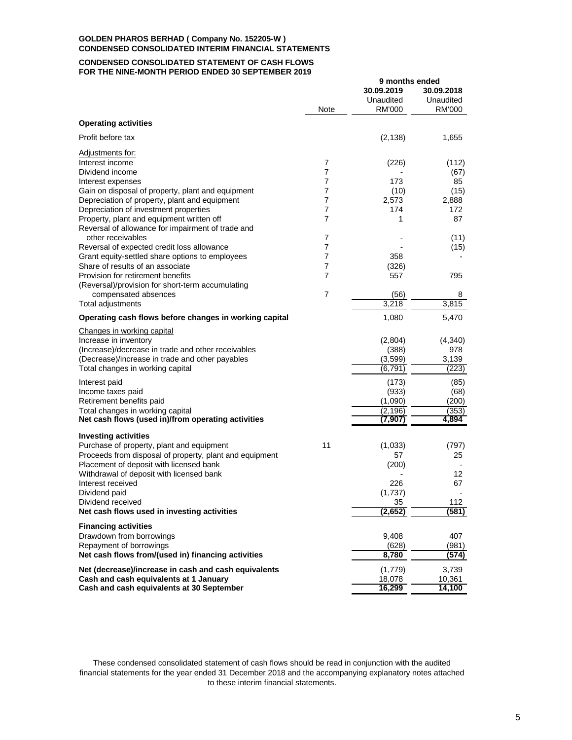**GOLDEN PHAROS BERHAD ( Company No. 152205-W )**
**CONDENSED CONSOLIDATED INTERIM FINANCIAL STATEMENTS**

**CONDENSED CONSOLIDATED STATEMENT OF CASH FLOWS**
**FOR THE NINE-MONTH PERIOD ENDED 30 SEPTEMBER 2019**

| | Note | 9 months ended 30.09.2019 Unaudited RM'000 | 30.09.2018 Unaudited RM'000 |
|---|---|---|---|
| **Operating activities** | | | |
| Profit before tax | | (2,138) | 1,655 |
| Adjustments for: | | | |
| Interest income | 7 | (226) | (112) |
| Dividend income | 7 | - | (67) |
| Interest expenses | 7 | 173 | 85 |
| Gain on disposal of property, plant and equipment | 7 | (10) | (15) |
| Depreciation of property, plant and equipment | 7 | 2,573 | 2,888 |
| Depreciation of investment properties | 7 | 174 | 172 |
| Property, plant and equipment written off | 7 | 1 | 87 |
| Reversal of allowance for impairment of trade and other receivables | 7 | - | (11) |
| Reversal of expected credit loss allowance | 7 | - | (15) |
| Grant equity-settled share options to employees | 7 | 358 | - |
| Share of results of an associate | 7 | (326) | |
| Provision for retirement benefits | 7 | 557 | 795 |
| (Reversal)/provision for short-term accumulating compensated absences | 7 | (56) | 8 |
| Total adjustments | | 3,218 | 3,815 |
| **Operating cash flows before changes in working capital** | | 1,080 | 5,470 |
| Changes in working capital | | | |
| Increase in inventory | | (2,804) | (4,340) |
| (Increase)/decrease in trade and other receivables | | (388) | 978 |
| (Decrease)/increase in trade and other payables | | (3,599) | 3,139 |
| Total changes in working capital | | (6,791) | (223) |
| Interest paid | | (173) | (85) |
| Income taxes paid | | (933) | (68) |
| Retirement benefits paid | | (1,090) | (200) |
| Total changes in working capital | | (2,196) | (353) |
| **Net cash flows (used in)/from operating activities** | | **(7,907)** | **4,894** |
| **Investing activities** | | | |
| Purchase of property, plant and equipment | 11 | (1,033) | (797) |
| Proceeds from disposal of property, plant and equipment | | 57 | 25 |
| Placement of deposit with licensed bank | | (200) | - |
| Withdrawal of deposit with licensed bank | | - | 12 |
| Interest received | | 226 | 67 |
| Dividend paid | | (1,737) | - |
| Dividend received | | 35 | 112 |
| **Net cash flows used in investing activities** | | **(2,652)** | **(581)** |
| **Financing activities** | | | |
| Drawdown from borrowings | | 9,408 | 407 |
| Repayment of borrowings | | (628) | (981) |
| **Net cash flows from/(used in) financing activities** | | **8,780** | **(574)** |
| **Net (decrease)/increase in cash and cash equivalents** | | (1,779) | 3,739 |
| **Cash and cash equivalents at 1 January** | | 18,078 | 10,361 |
| **Cash and cash equivalents at 30 September** | | **16,299** | **14,100** |

These condensed consolidated statement of cash flows should be read in conjunction with the audited financial statements for the year ended 31 December 2018 and the accompanying explanatory notes attached to these interim financial statements.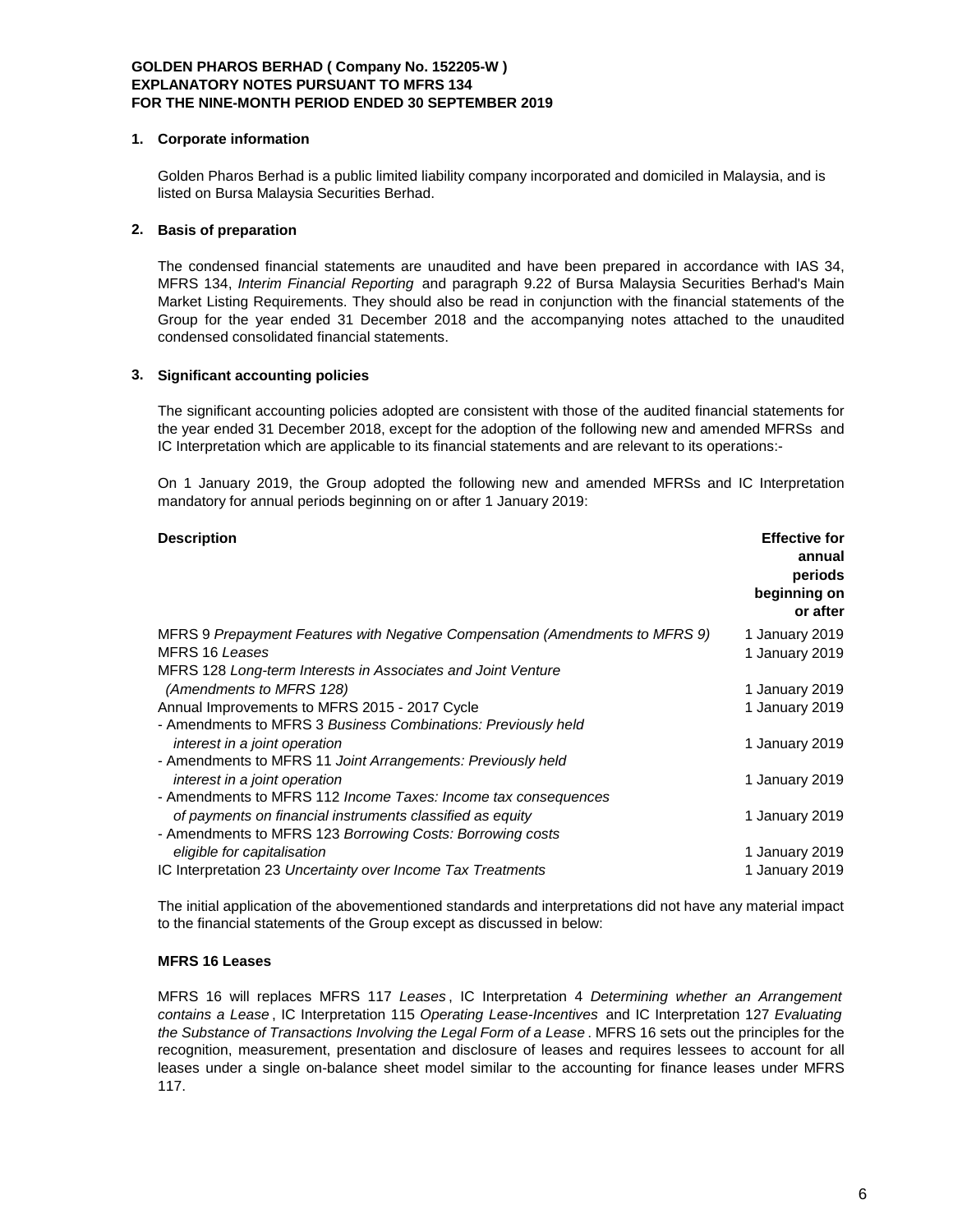**GOLDEN PHAROS BERHAD ( Company No. 152205-W )**
**EXPLANATORY NOTES PURSUANT TO MFRS 134**
**FOR THE NINE-MONTH PERIOD ENDED 30 SEPTEMBER 2019**

## 1. Corporate information

Golden Pharos Berhad is a public limited liability company incorporated and domiciled in Malaysia, and is listed on Bursa Malaysia Securities Berhad.

## 2. Basis of preparation

The condensed financial statements are unaudited and have been prepared in accordance with IAS 34, MFRS 134, *Interim Financial Reporting* and paragraph 9.22 of Bursa Malaysia Securities Berhad's Main Market Listing Requirements. They should also be read in conjunction with the financial statements of the Group for the year ended 31 December 2018 and the accompanying notes attached to the unaudited condensed consolidated financial statements.

## 3. Significant accounting policies

The significant accounting policies adopted are consistent with those of the audited financial statements for the year ended 31 December 2018, except for the adoption of the following new and amended MFRSs and IC Interpretation which are applicable to its financial statements and are relevant to its operations:-

On 1 January 2019, the Group adopted the following new and amended MFRSs and IC Interpretation mandatory for annual periods beginning on or after 1 January 2019:

| Description | Effective for annual periods beginning on or after |
|---|---|
| MFRS 9 *Prepayment Features with Negative Compensation (Amendments to MFRS 9)* | 1 January 2019 |
| MFRS 16 *Leases* | 1 January 2019 |
| MFRS 128 *Long-term Interests in Associates and Joint Venture (Amendments to MFRS 128)* | 1 January 2019 |
| Annual Improvements to MFRS 2015 - 2017 Cycle | 1 January 2019 |
| - Amendments to MFRS 3 *Business Combinations: Previously held interest in a joint operation* | 1 January 2019 |
| - Amendments to MFRS 11 *Joint Arrangements: Previously held interest in a joint operation* | 1 January 2019 |
| - Amendments to MFRS 112 *Income Taxes: Income tax consequences of payments on financial instruments classified as equity* | 1 January 2019 |
| - Amendments to MFRS 123 *Borrowing Costs: Borrowing costs eligible for capitalisation* | 1 January 2019 |
| IC Interpretation 23 *Uncertainty over Income Tax Treatments* | 1 January 2019 |

The initial application of the abovementioned standards and interpretations did not have any material impact to the financial statements of the Group except as discussed in below:

**MFRS 16 Leases**

MFRS 16 will replaces MFRS 117 *Leases*, IC Interpretation 4 *Determining whether an Arrangement contains a Lease*, IC Interpretation 115 *Operating Lease-Incentives* and IC Interpretation 127 *Evaluating the Substance of Transactions Involving the Legal Form of a Lease*. MFRS 16 sets out the principles for the recognition, measurement, presentation and disclosure of leases and requires lessees to account for all leases under a single on-balance sheet model similar to the accounting for finance leases under MFRS 117.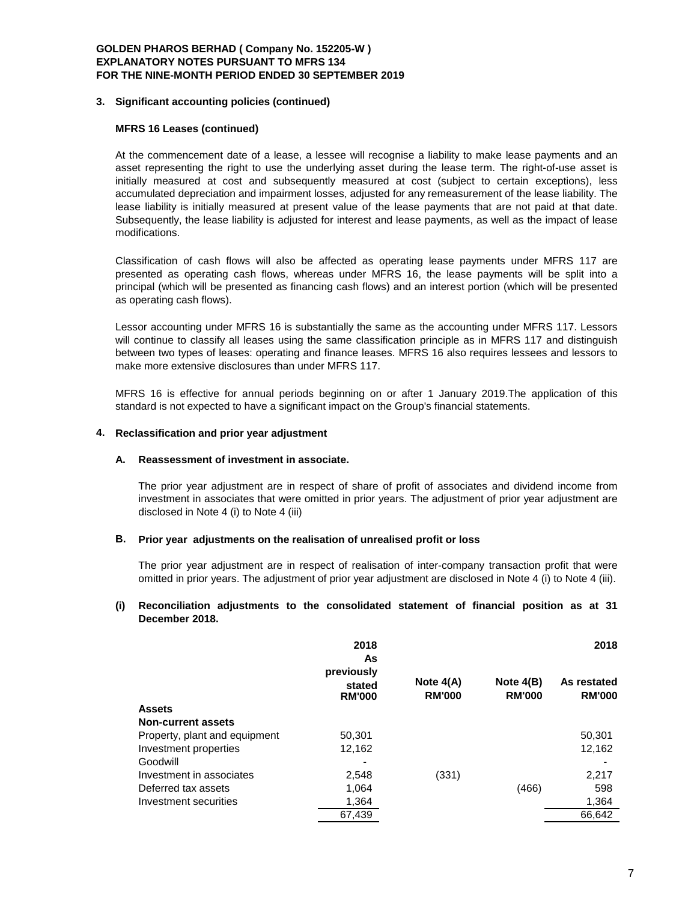### 3. Significant accounting policies (continued)

**MFRS 16 Leases (continued)**

At the commencement date of a lease, a lessee will recognise a liability to make lease payments and an asset representing the right to use the underlying asset during the lease term. The right-of-use asset is initially measured at cost and subsequently measured at cost (subject to certain exceptions), less accumulated depreciation and impairment losses, adjusted for any remeasurement of the lease liability. The lease liability is initially measured at present value of the lease payments that are not paid at that date. Subsequently, the lease liability is adjusted for interest and lease payments, as well as the impact of lease modifications.

Classification of cash flows will also be affected as operating lease payments under MFRS 117 are presented as operating cash flows, whereas under MFRS 16, the lease payments will be split into a principal (which will be presented as financing cash flows) and an interest portion (which will be presented as operating cash flows).

Lessor accounting under MFRS 16 is substantially the same as the accounting under MFRS 117. Lessors will continue to classify all leases using the same classification principle as in MFRS 117 and distinguish between two types of leases: operating and finance leases. MFRS 16 also requires lessees and lessors to make more extensive disclosures than under MFRS 117.

MFRS 16 is effective for annual periods beginning on or after 1 January 2019.The application of this standard is not expected to have a significant impact on the Group's financial statements.

### 4. Reclassification and prior year adjustment

**A. Reassessment of investment in associate.**

The prior year adjustment are in respect of share of profit of associates and dividend income from investment in associates that were omitted in prior years. The adjustment of prior year adjustment are disclosed in Note 4 (i) to Note 4 (iii)

**B. Prior year adjustments on the realisation of unrealised profit or loss**

The prior year adjustment are in respect of realisation of inter-company transaction profit that were omitted in prior years. The adjustment of prior year adjustment are disclosed in Note 4 (i) to Note 4 (iii).

**(i) Reconciliation adjustments to the consolidated statement of financial position as at 31 December 2018.**

| | 2018 As previously stated RM'000 | Note 4(A) RM'000 | Note 4(B) RM'000 | 2018 As restated RM'000 |
|---|---|---|---|---|
| **Assets** | | | | |
| **Non-current assets** | | | | |
| Property, plant and equipment | 50,301 | | | 50,301 |
| Investment properties | 12,162 | | | 12,162 |
| Goodwill | - | | | - |
| Investment in associates | 2,548 | (331) | | 2,217 |
| Deferred tax assets | 1,064 | | (466) | 598 |
| Investment securities | 1,364 | | | 1,364 |
| | 67,439 | | | 66,642 |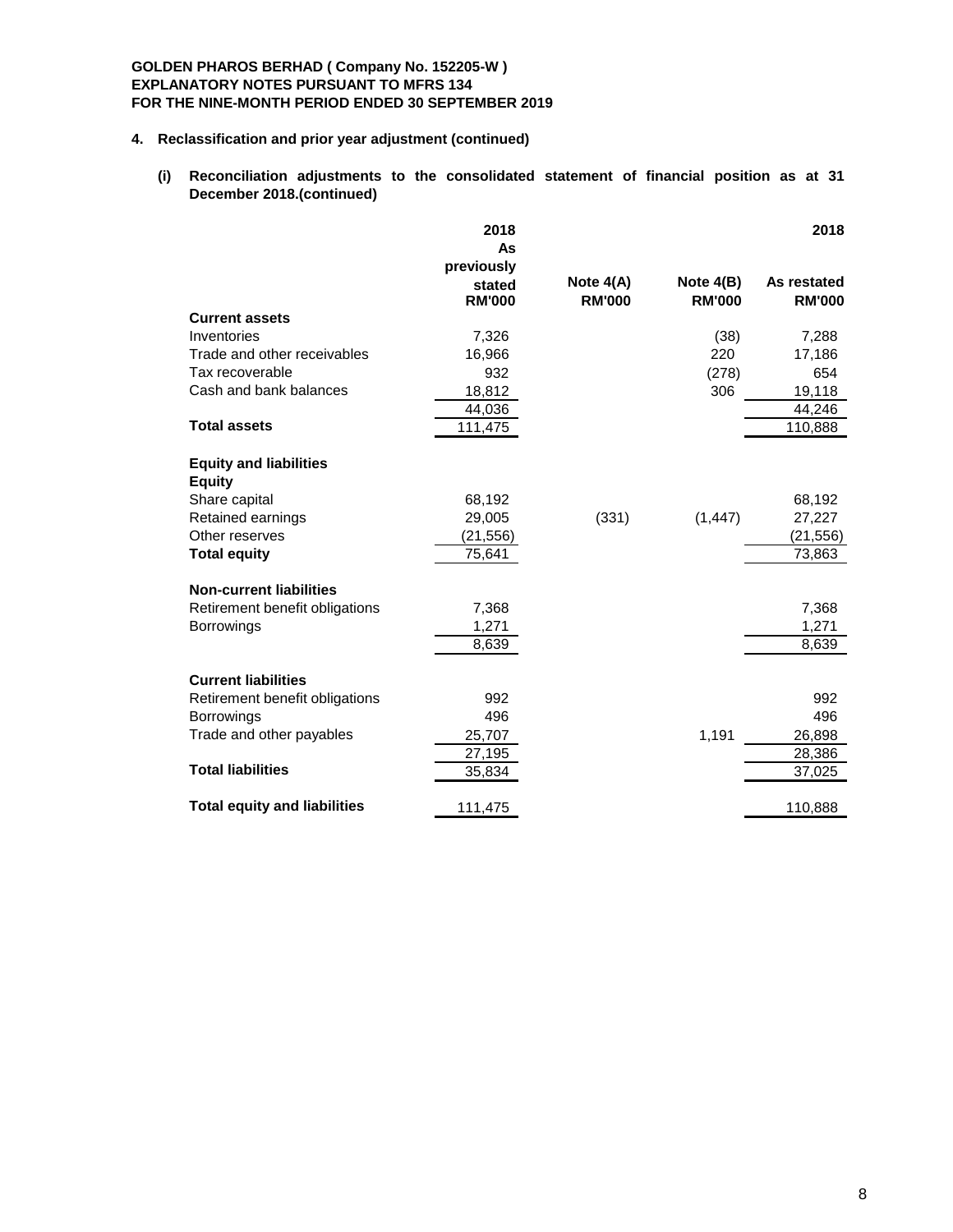**GOLDEN PHAROS BERHAD ( Company No. 152205-W )**
**EXPLANATORY NOTES PURSUANT TO MFRS 134**
**FOR THE NINE-MONTH PERIOD ENDED 30 SEPTEMBER 2019**

**4. Reclassification and prior year adjustment (continued)**

**(i) Reconciliation adjustments to the consolidated statement of financial position as at 31 December 2018.(continued)**

| | 2018 As previously stated RM'000 | Note 4(A) RM'000 | Note 4(B) RM'000 | 2018 As restated RM'000 |
|---|---|---|---|---|
| **Current assets** | | | | |
| Inventories | 7,326 | | (38) | 7,288 |
| Trade and other receivables | 16,966 | | 220 | 17,186 |
| Tax recoverable | 932 | | (278) | 654 |
| Cash and bank balances | 18,812 | | 306 | 19,118 |
| | 44,036 | | | 44,246 |
| **Total assets** | 111,475 | | | 110,888 |
| | | | | |
| **Equity and liabilities** | | | | |
| **Equity** | | | | |
| Share capital | 68,192 | | | 68,192 |
| Retained earnings | 29,005 | (331) | (1,447) | 27,227 |
| Other reserves | (21,556) | | | (21,556) |
| **Total equity** | 75,641 | | | 73,863 |
| | | | | |
| **Non-current liabilities** | | | | |
| Retirement benefit obligations | 7,368 | | | 7,368 |
| Borrowings | 1,271 | | | 1,271 |
| | 8,639 | | | 8,639 |
| | | | | |
| **Current liabilities** | | | | |
| Retirement benefit obligations | 992 | | | 992 |
| Borrowings | 496 | | | 496 |
| Trade and other payables | 25,707 | | 1,191 | 26,898 |
| | 27,195 | | | 28,386 |
| **Total liabilities** | 35,834 | | | 37,025 |
| | | | | |
| **Total equity and liabilities** | 111,475 | | | 110,888 |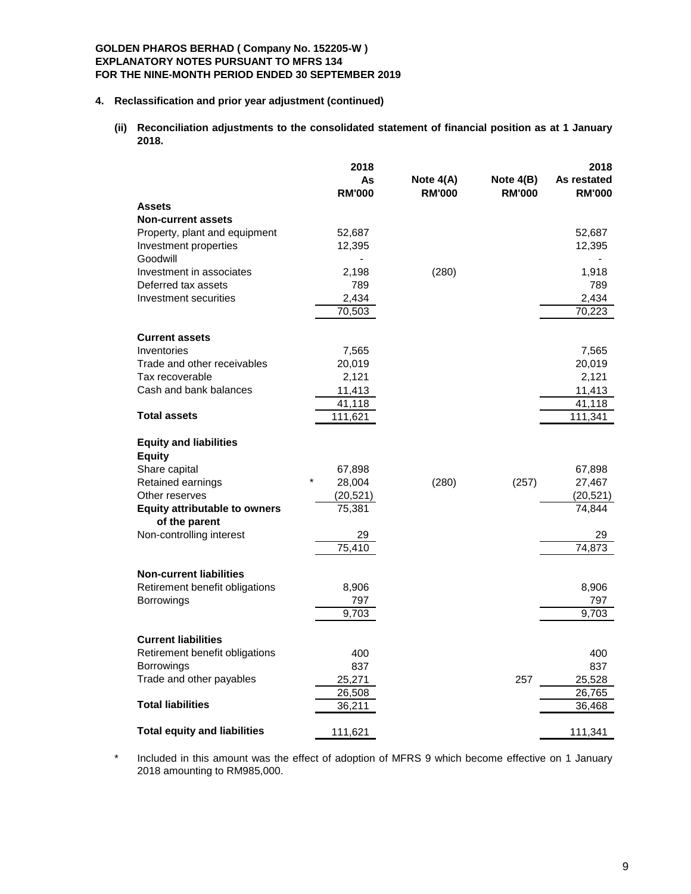**GOLDEN PHAROS BERHAD ( Company No. 152205-W )**
**EXPLANATORY NOTES PURSUANT TO MFRS 134**
**FOR THE NINE-MONTH PERIOD ENDED 30 SEPTEMBER 2019**

**4. Reclassification and prior year adjustment (continued)**

**(ii) Reconciliation adjustments to the consolidated statement of financial position as at 1 January 2018.**

| | 2018 As RM'000 | Note 4(A) RM'000 | Note 4(B) RM'000 | 2018 As restated RM'000 |
|---|---|---|---|---|
| **Assets** | | | | |
| **Non-current assets** | | | | |
| Property, plant and equipment | 52,687 | | | 52,687 |
| Investment properties | 12,395 | | | 12,395 |
| Goodwill | - | | | - |
| Investment in associates | 2,198 | (280) | | 1,918 |
| Deferred tax assets | 789 | | | 789 |
| Investment securities | 2,434 | | | 2,434 |
| | 70,503 | | | 70,223 |
| **Current assets** | | | | |
| Inventories | 7,565 | | | 7,565 |
| Trade and other receivables | 20,019 | | | 20,019 |
| Tax recoverable | 2,121 | | | 2,121 |
| Cash and bank balances | 11,413 | | | 11,413 |
| | 41,118 | | | 41,118 |
| **Total assets** | 111,621 | | | 111,341 |
| **Equity and liabilities** | | | | |
| **Equity** | | | | |
| Share capital | 67,898 | | | 67,898 |
| Retained earnings | * 28,004 | (280) | (257) | 27,467 |
| Other reserves | (20,521) | | | (20,521) |
| **Equity attributable to owners of the parent** | 75,381 | | | 74,844 |
| Non-controlling interest | 29 | | | 29 |
| | 75,410 | | | 74,873 |
| **Non-current liabilities** | | | | |
| Retirement benefit obligations | 8,906 | | | 8,906 |
| Borrowings | 797 | | | 797 |
| | 9,703 | | | 9,703 |
| **Current liabilities** | | | | |
| Retirement benefit obligations | 400 | | | 400 |
| Borrowings | 837 | | | 837 |
| Trade and other payables | 25,271 | | 257 | 25,528 |
| | 26,508 | | | 26,765 |
| **Total liabilities** | 36,211 | | | 36,468 |
| **Total equity and liabilities** | 111,621 | | | 111,341 |

\* Included in this amount was the effect of adoption of MFRS 9 which become effective on 1 January 2018 amounting to RM985,000.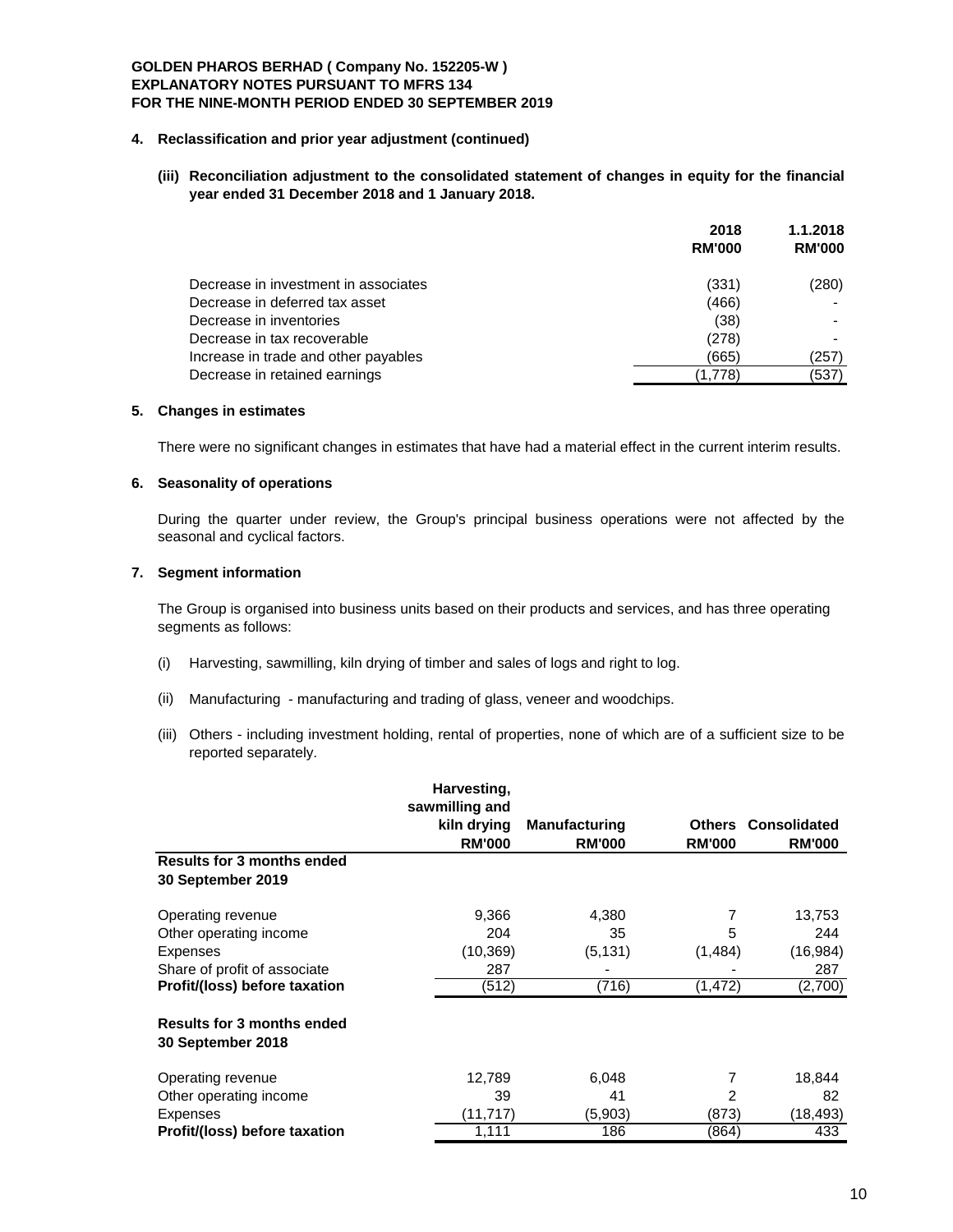**GOLDEN PHAROS BERHAD ( Company No. 152205-W )**
**EXPLANATORY NOTES PURSUANT TO MFRS 134**
**FOR THE NINE-MONTH PERIOD ENDED 30 SEPTEMBER 2019**

## 4. Reclassification and prior year adjustment (continued)

**(iii) Reconciliation adjustment to the consolidated statement of changes in equity for the financial year ended 31 December 2018 and 1 January 2018.**

| | 2018 RM'000 | 1.1.2018 RM'000 |
|---|---|---|
| Decrease in investment in associates | (331) | (280) |
| Decrease in deferred tax asset | (466) | - |
| Decrease in inventories | (38) | - |
| Decrease in tax recoverable | (278) | - |
| Increase in trade and other payables | (665) | (257) |
| Decrease in retained earnings | (1,778) | (537) |

## 5. Changes in estimates

There were no significant changes in estimates that have had a material effect in the current interim results.

## 6. Seasonality of operations

During the quarter under review, the Group's principal business operations were not affected by the seasonal and cyclical factors.

## 7. Segment information

The Group is organised into business units based on their products and services, and has three operating segments as follows:

(i) Harvesting, sawmilling, kiln drying of timber and sales of logs and right to log.

(ii) Manufacturing - manufacturing and trading of glass, veneer and woodchips.

(iii) Others - including investment holding, rental of properties, none of which are of a sufficient size to be reported separately.

| | Harvesting, sawmilling and kiln drying RM'000 | Manufacturing RM'000 | Others RM'000 | Consolidated RM'000 |
|---|---|---|---|---|
| **Results for 3 months ended 30 September 2019** | | | | |
| Operating revenue | 9,366 | 4,380 | 7 | 13,753 |
| Other operating income | 204 | 35 | 5 | 244 |
| Expenses | (10,369) | (5,131) | (1,484) | (16,984) |
| Share of profit of associate | 287 | - | - | 287 |
| **Profit/(loss) before taxation** | (512) | (716) | (1,472) | (2,700) |
| **Results for 3 months ended 30 September 2018** | | | | |
| Operating revenue | 12,789 | 6,048 | 7 | 18,844 |
| Other operating income | 39 | 41 | 2 | 82 |
| Expenses | (11,717) | (5,903) | (873) | (18,493) |
| **Profit/(loss) before taxation** | 1,111 | 186 | (864) | 433 |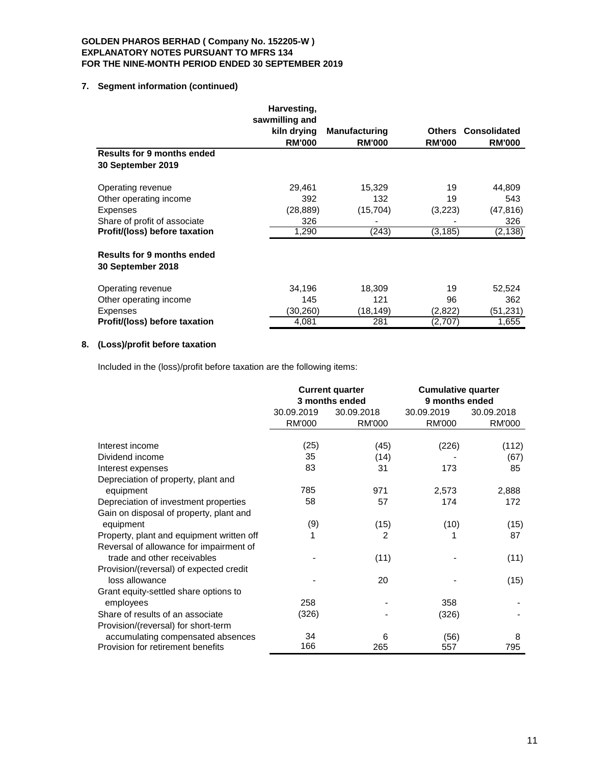**GOLDEN PHAROS BERHAD ( Company No. 152205-W )**
**EXPLANATORY NOTES PURSUANT TO MFRS 134**
**FOR THE NINE-MONTH PERIOD ENDED 30 SEPTEMBER 2019**

## 7. Segment information (continued)

| | Harvesting, sawmilling and kiln drying RM'000 | Manufacturing RM'000 | Others RM'000 | Consolidated RM'000 |
|---|---|---|---|---|
| **Results for 9 months ended 30 September 2019** | | | | |
| Operating revenue | 29,461 | 15,329 | 19 | 44,809 |
| Other operating income | 392 | 132 | 19 | 543 |
| Expenses | (28,889) | (15,704) | (3,223) | (47,816) |
| Share of profit of associate | 326 | - | - | 326 |
| **Profit/(loss) before taxation** | 1,290 | (243) | (3,185) | (2,138) |
| **Results for 9 months ended 30 September 2018** | | | | |
| Operating revenue | 34,196 | 18,309 | 19 | 52,524 |
| Other operating income | 145 | 121 | 96 | 362 |
| Expenses | (30,260) | (18,149) | (2,822) | (51,231) |
| **Profit/(loss) before taxation** | 4,081 | 281 | (2,707) | 1,655 |

## 8. (Loss)/profit before taxation

Included in the (loss)/profit before taxation are the following items:

| | Current quarter 3 months ended | | Cumulative quarter 9 months ended | |
|---|---|---|---|---|
| | 30.09.2019 RM'000 | 30.09.2018 RM'000 | 30.09.2019 RM'000 | 30.09.2018 RM'000 |
| Interest income | (25) | (45) | (226) | (112) |
| Dividend income | 35 | (14) | - | (67) |
| Interest expenses | 83 | 31 | 173 | 85 |
| Depreciation of property, plant and equipment | 785 | 971 | 2,573 | 2,888 |
| Depreciation of investment properties | 58 | 57 | 174 | 172 |
| Gain on disposal of property, plant and equipment | (9) | (15) | (10) | (15) |
| Property, plant and equipment written off | 1 | 2 | 1 | 87 |
| Reversal of allowance for impairment of trade and other receivables | - | (11) | - | (11) |
| Provision/(reversal) of expected credit loss allowance | - | 20 | - | (15) |
| Grant equity-settled share options to employees | 258 | - | 358 | - |
| Share of results of an associate | (326) | - | (326) | - |
| Provision/(reversal) for short-term accumulating compensated absences | 34 | 6 | (56) | 8 |
| Provision for retirement benefits | 166 | 265 | 557 | 795 |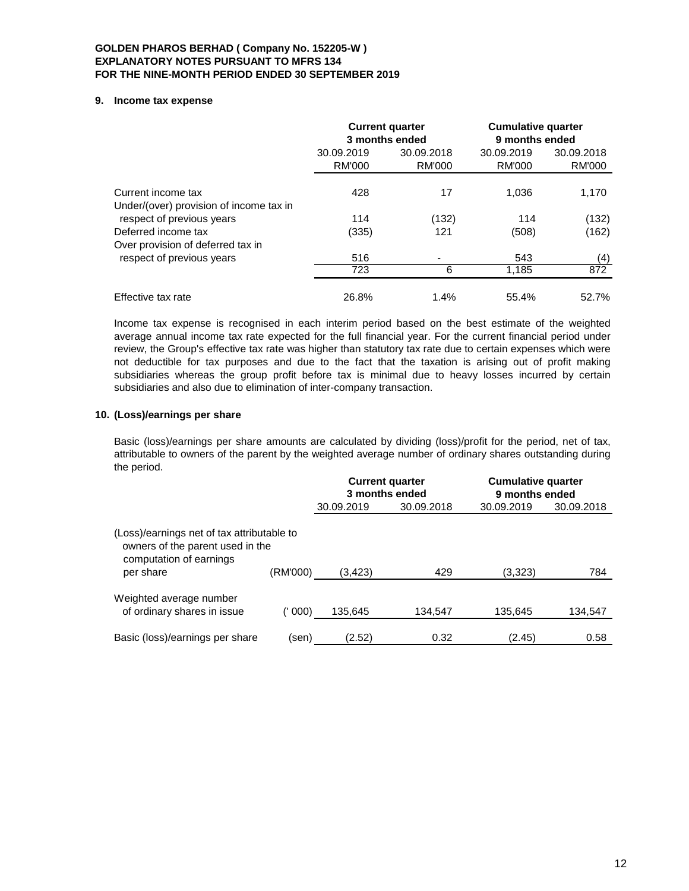**GOLDEN PHAROS BERHAD ( Company No. 152205-W )**
**EXPLANATORY NOTES PURSUANT TO MFRS 134**
**FOR THE NINE-MONTH PERIOD ENDED 30 SEPTEMBER 2019**

## 9. Income tax expense

| | Current quarter 3 months ended | | Cumulative quarter 9 months ended | |
|---|---|---|---|---|
| | 30.09.2019 RM'000 | 30.09.2018 RM'000 | 30.09.2019 RM'000 | 30.09.2018 RM'000 |
| Current income tax | 428 | 17 | 1,036 | 1,170 |
| Under/(over) provision of income tax in respect of previous years | 114 | (132) | 114 | (132) |
| Deferred income tax | (335) | 121 | (508) | (162) |
| Over provision of deferred tax in respect of previous years | 516 | - | 543 | (4) |
| | 723 | 6 | 1,185 | 872 |
| Effective tax rate | 26.8% | 1.4% | 55.4% | 52.7% |

Income tax expense is recognised in each interim period based on the best estimate of the weighted average annual income tax rate expected for the full financial year. For the current financial period under review, the Group's effective tax rate was higher than statutory tax rate due to certain expenses which were not deductible for tax purposes and due to the fact that the taxation is arising out of profit making subsidiaries whereas the group profit before tax is minimal due to heavy losses incurred by certain subsidiaries and also due to elimination of inter-company transaction.

## 10. (Loss)/earnings per share

Basic (loss)/earnings per share amounts are calculated by dividing (loss)/profit for the period, net of tax, attributable to owners of the parent by the weighted average number of ordinary shares outstanding during the period.

| | | Current quarter 3 months ended | | Cumulative quarter 9 months ended | |
|---|---|---|---|---|---|
| | | 30.09.2019 | 30.09.2018 | 30.09.2019 | 30.09.2018 |
| (Loss)/earnings net of tax attributable to owners of the parent used in the computation of earnings per share | (RM'000) | (3,423) | 429 | (3,323) | 784 |
| Weighted average number of ordinary shares in issue | (' 000) | 135,645 | 134,547 | 135,645 | 134,547 |
| Basic (loss)/earnings per share | (sen) | (2.52) | 0.32 | (2.45) | 0.58 |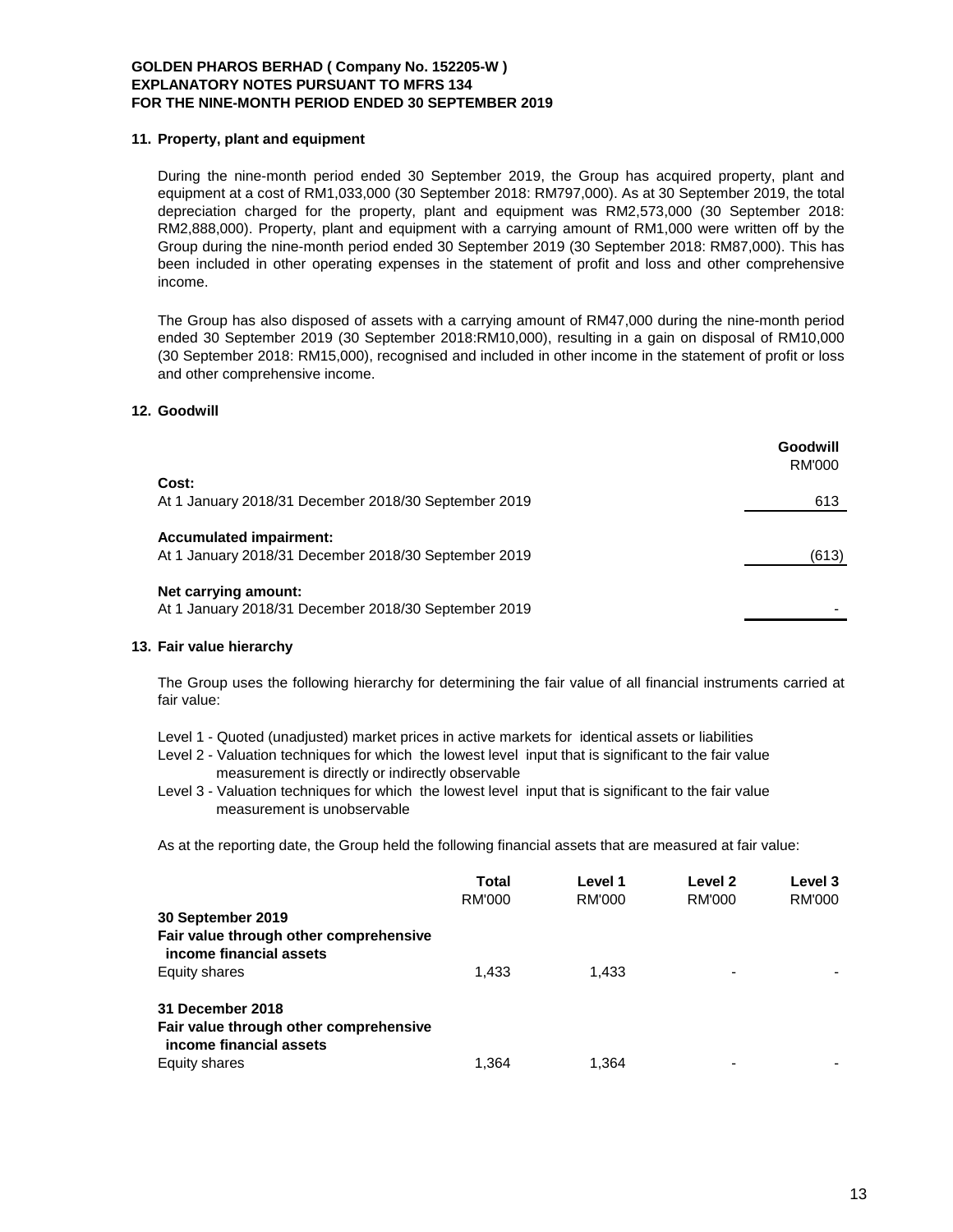**GOLDEN PHAROS BERHAD ( Company No. 152205-W )**
**EXPLANATORY NOTES PURSUANT TO MFRS 134**
**FOR THE NINE-MONTH PERIOD ENDED 30 SEPTEMBER 2019**

## 11. Property, plant and equipment

During the nine-month period ended 30 September 2019, the Group has acquired property, plant and equipment at a cost of RM1,033,000 (30 September 2018: RM797,000). As at 30 September 2019, the total depreciation charged for the property, plant and equipment was RM2,573,000 (30 September 2018: RM2,888,000). Property, plant and equipment with a carrying amount of RM1,000 were written off by the Group during the nine-month period ended 30 September 2019 (30 September 2018: RM87,000). This has been included in other operating expenses in the statement of profit and loss and other comprehensive income.

The Group has also disposed of assets with a carrying amount of RM47,000 during the nine-month period ended 30 September 2019 (30 September 2018:RM10,000), resulting in a gain on disposal of RM10,000 (30 September 2018: RM15,000), recognised and included in other income in the statement of profit or loss and other comprehensive income.

## 12. Goodwill

| | Goodwill RM'000 |
|---|---|
| **Cost:** | |
| At 1 January 2018/31 December 2018/30 September 2019 | 613 |
| **Accumulated impairment:** | |
| At 1 January 2018/31 December 2018/30 September 2019 | (613) |
| **Net carrying amount:** | |
| At 1 January 2018/31 December 2018/30 September 2019 | - |

## 13. Fair value hierarchy

The Group uses the following hierarchy for determining the fair value of all financial instruments carried at fair value:

Level 1 - Quoted (unadjusted) market prices in active markets for identical assets or liabilities
Level 2 - Valuation techniques for which the lowest level input that is significant to the fair value measurement is directly or indirectly observable
Level 3 - Valuation techniques for which the lowest level input that is significant to the fair value measurement is unobservable

As at the reporting date, the Group held the following financial assets that are measured at fair value:

| | Total RM'000 | Level 1 RM'000 | Level 2 RM'000 | Level 3 RM'000 |
|---|---|---|---|---|
| **30 September 2019** | | | | |
| **Fair value through other comprehensive income financial assets** | | | | |
| Equity shares | 1,433 | 1,433 | - | - |
| **31 December 2018** | | | | |
| **Fair value through other comprehensive income financial assets** | | | | |
| Equity shares | 1,364 | 1,364 | - | - |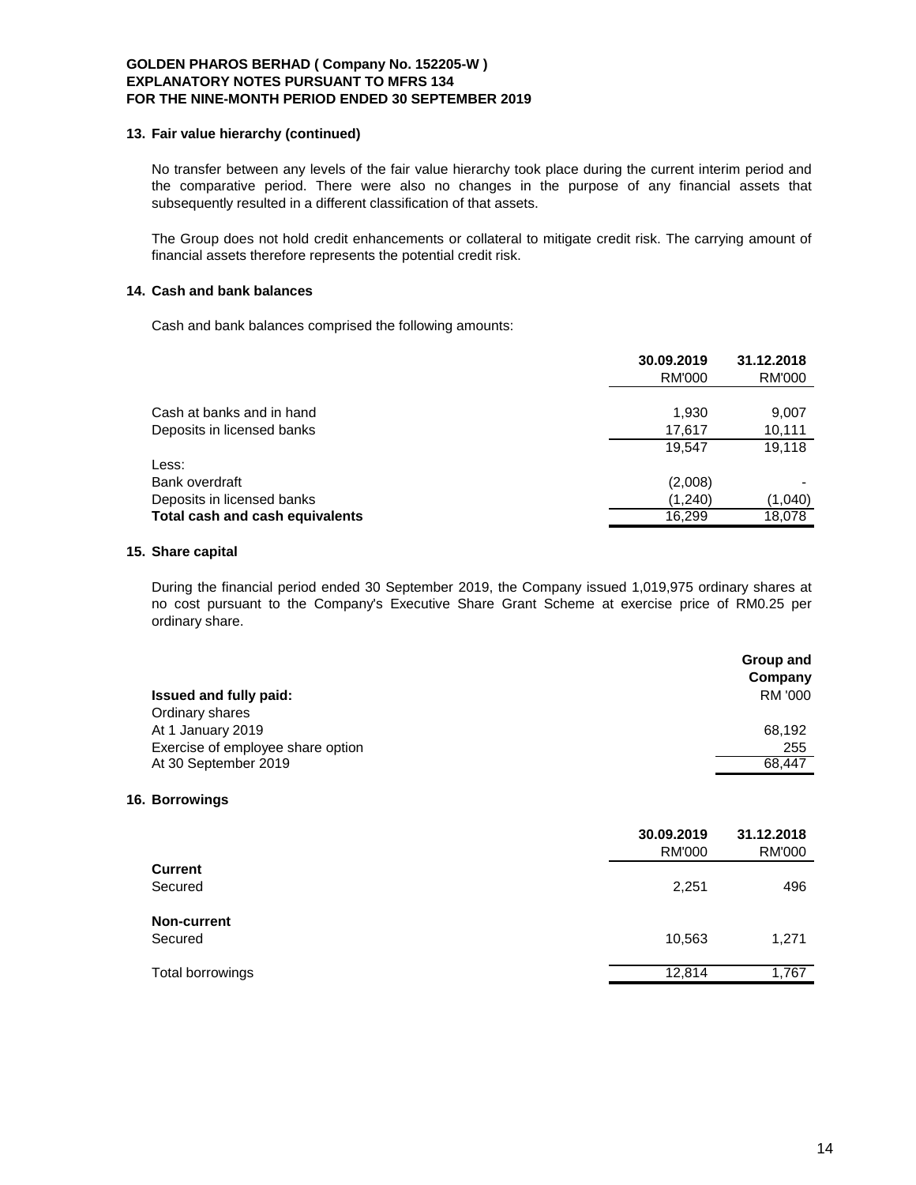**GOLDEN PHAROS BERHAD ( Company No. 152205-W )**
**EXPLANATORY NOTES PURSUANT TO MFRS 134**
**FOR THE NINE-MONTH PERIOD ENDED 30 SEPTEMBER 2019**

## 13. Fair value hierarchy (continued)

No transfer between any levels of the fair value hierarchy took place during the current interim period and the comparative period. There were also no changes in the purpose of any financial assets that subsequently resulted in a different classification of that assets.

The Group does not hold credit enhancements or collateral to mitigate credit risk. The carrying amount of financial assets therefore represents the potential credit risk.

## 14. Cash and bank balances

Cash and bank balances comprised the following amounts:

| | 30.09.2019 | 31.12.2018 |
|---|---|---|
| | RM'000 | RM'000 |
| Cash at banks and in hand | 1,930 | 9,007 |
| Deposits in licensed banks | 17,617 | 10,111 |
| | 19,547 | 19,118 |
| Less: | | |
| Bank overdraft | (2,008) | - |
| Deposits in licensed banks | (1,240) | (1,040) |
| **Total cash and cash equivalents** | 16,299 | 18,078 |

## 15. Share capital

During the financial period ended 30 September 2019, the Company issued 1,019,975 ordinary shares at no cost pursuant to the Company's Executive Share Grant Scheme at exercise price of RM0.25 per ordinary share.

| | Group and Company |
|---|---|
| **Issued and fully paid:** | RM '000 |
| Ordinary shares | |
| At 1 January 2019 | 68,192 |
| Exercise of employee share option | 255 |
| At 30 September 2019 | 68,447 |

## 16. Borrowings

| | 30.09.2019 | 31.12.2018 |
|---|---|---|
| | RM'000 | RM'000 |
| **Current** | | |
| Secured | 2,251 | 496 |
| **Non-current** | | |
| Secured | 10,563 | 1,271 |
| Total borrowings | 12,814 | 1,767 |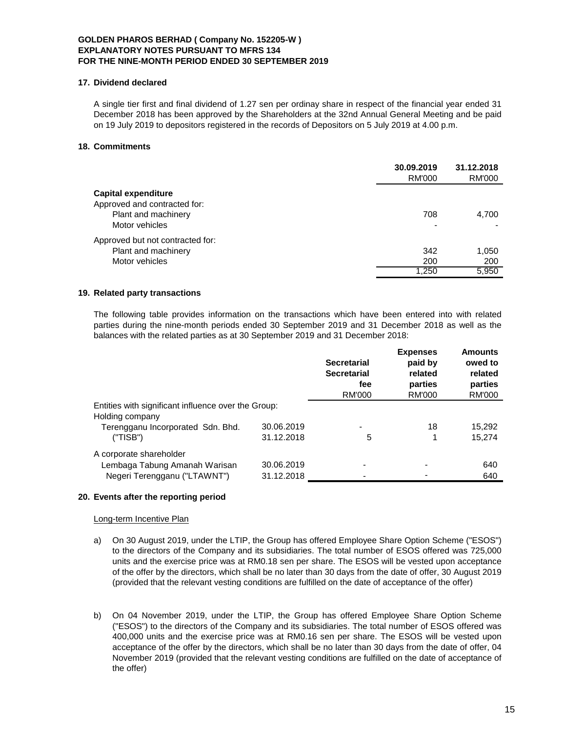**GOLDEN PHAROS BERHAD ( Company No. 152205-W )**
**EXPLANATORY NOTES PURSUANT TO MFRS 134**
**FOR THE NINE-MONTH PERIOD ENDED 30 SEPTEMBER 2019**

## 17. Dividend declared

A single tier first and final dividend of 1.27 sen per ordinay share in respect of the financial year ended 31 December 2018 has been approved by the Shareholders at the 32nd Annual General Meeting and be paid on 19 July 2019 to depositors registered in the records of Depositors on 5 July 2019 at 4.00 p.m.

## 18. Commitments

| | 30.09.2019 | 31.12.2018 |
|---|---|---|
| | RM'000 | RM'000 |
| **Capital expenditure** | | |
| Approved and contracted for: | | |
| Plant and machinery | 708 | 4,700 |
| Motor vehicles | - | - |
| Approved but not contracted for: | | |
| Plant and machinery | 342 | 1,050 |
| Motor vehicles | 200 | 200 |
| | 1,250 | 5,950 |

## 19. Related party transactions

The following table provides information on the transactions which have been entered into with related parties during the nine-month periods ended 30 September 2019 and 31 December 2018 as well as the balances with the related parties as at 30 September 2019 and 31 December 2018:

| | | Secretarial Secretarial fee | Expenses paid by related parties | Amounts owed to related parties |
|---|---|---|---|---|
| | | RM'000 | RM'000 | RM'000 |
| Entities with significant influence over the Group: | | | | |
| Holding company | | | | |
| Terengganu Incorporated Sdn. Bhd. | 30.06.2019 | - | 18 | 15,292 |
| ("TISB") | 31.12.2018 | 5 | 1 | 15,274 |
| A corporate shareholder | | | | |
| Lembaga Tabung Amanah Warisan | 30.06.2019 | - | - | 640 |
| Negeri Terengganu ("LTAWNT") | 31.12.2018 | - | - | 640 |

## 20. Events after the reporting period

Long-term Incentive Plan

a) On 30 August 2019, under the LTIP, the Group has offered Employee Share Option Scheme ("ESOS") to the directors of the Company and its subsidiaries. The total number of ESOS offered was 725,000 units and the exercise price was at RM0.18 sen per share. The ESOS will be vested upon acceptance of the offer by the directors, which shall be no later than 30 days from the date of offer, 30 August 2019 (provided that the relevant vesting conditions are fulfilled on the date of acceptance of the offer)

b) On 04 November 2019, under the LTIP, the Group has offered Employee Share Option Scheme ("ESOS") to the directors of the Company and its subsidiaries. The total number of ESOS offered was 400,000 units and the exercise price was at RM0.16 sen per share. The ESOS will be vested upon acceptance of the offer by the directors, which shall be no later than 30 days from the date of offer, 04 November 2019 (provided that the relevant vesting conditions are fulfilled on the date of acceptance of the offer)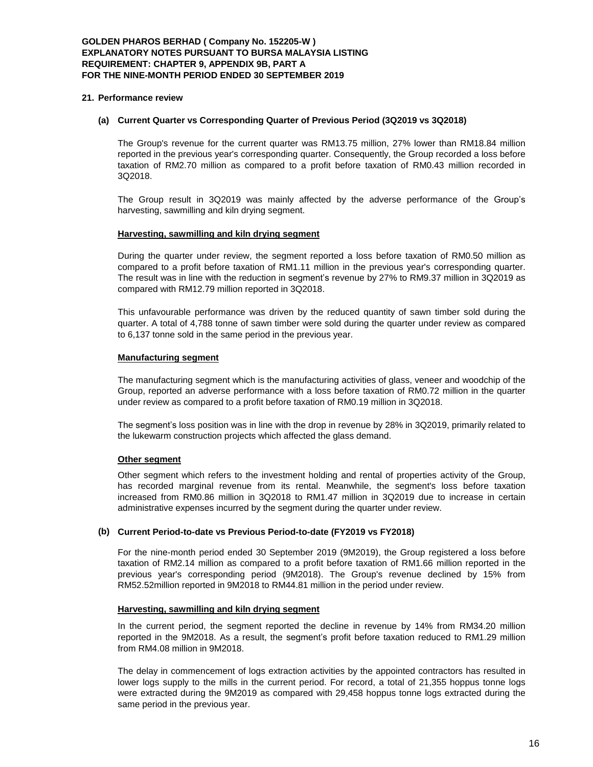**GOLDEN PHAROS BERHAD ( Company No. 152205-W )**
**EXPLANATORY NOTES PURSUANT TO BURSA MALAYSIA LISTING REQUIREMENT: CHAPTER 9, APPENDIX 9B, PART A**
**FOR THE NINE-MONTH PERIOD ENDED 30 SEPTEMBER 2019**

## 21. Performance review

### (a) Current Quarter vs Corresponding Quarter of Previous Period (3Q2019 vs 3Q2018)

The Group's revenue for the current quarter was RM13.75 million, 27% lower than RM18.84 million reported in the previous year's corresponding quarter. Consequently, the Group recorded a loss before taxation of RM2.70 million as compared to a profit before taxation of RM0.43 million recorded in 3Q2018.

The Group result in 3Q2019 was mainly affected by the adverse performance of the Group's harvesting, sawmilling and kiln drying segment.

**Harvesting, sawmilling and kiln drying segment**

During the quarter under review, the segment reported a loss before taxation of RM0.50 million as compared to a profit before taxation of RM1.11 million in the previous year's corresponding quarter. The result was in line with the reduction in segment's revenue by 27% to RM9.37 million in 3Q2019 as compared with RM12.79 million reported in 3Q2018.

This unfavourable performance was driven by the reduced quantity of sawn timber sold during the quarter. A total of 4,788 tonne of sawn timber were sold during the quarter under review as compared to 6,137 tonne sold in the same period in the previous year.

**Manufacturing segment**

The manufacturing segment which is the manufacturing activities of glass, veneer and woodchip of the Group, reported an adverse performance with a loss before taxation of RM0.72 million in the quarter under review as compared to a profit before taxation of RM0.19 million in 3Q2018.

The segment's loss position was in line with the drop in revenue by 28% in 3Q2019, primarily related to the lukewarm construction projects which affected the glass demand.

**Other segment**

Other segment which refers to the investment holding and rental of properties activity of the Group, has recorded marginal revenue from its rental. Meanwhile, the segment's loss before taxation increased from RM0.86 million in 3Q2018 to RM1.47 million in 3Q2019 due to increase in certain administrative expenses incurred by the segment during the quarter under review.

### (b) Current Period-to-date vs Previous Period-to-date (FY2019 vs FY2018)

For the nine-month period ended 30 September 2019 (9M2019), the Group registered a loss before taxation of RM2.14 million as compared to a profit before taxation of RM1.66 million reported in the previous year's corresponding period (9M2018). The Group's revenue declined by 15% from RM52.52million reported in 9M2018 to RM44.81 million in the period under review.

**Harvesting, sawmilling and kiln drying segment**

In the current period, the segment reported the decline in revenue by 14% from RM34.20 million reported in the 9M2018. As a result, the segment's profit before taxation reduced to RM1.29 million from RM4.08 million in 9M2018.

The delay in commencement of logs extraction activities by the appointed contractors has resulted in lower logs supply to the mills in the current period. For record, a total of 21,355 hoppus tonne logs were extracted during the 9M2019 as compared with 29,458 hoppus tonne logs extracted during the same period in the previous year.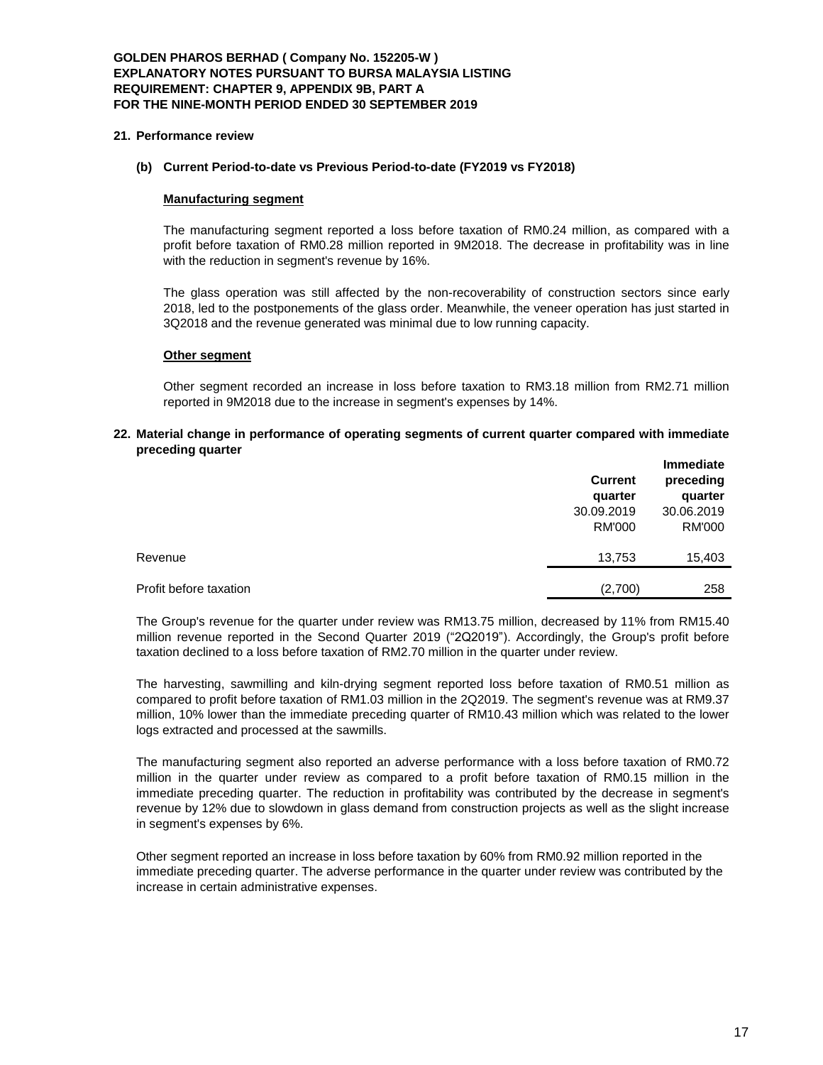**GOLDEN PHAROS BERHAD ( Company No. 152205-W )**
**EXPLANATORY NOTES PURSUANT TO BURSA MALAYSIA LISTING REQUIREMENT: CHAPTER 9, APPENDIX 9B, PART A**
**FOR THE NINE-MONTH PERIOD ENDED 30 SEPTEMBER 2019**

## 21. Performance review

### (b) Current Period-to-date vs Previous Period-to-date (FY2019 vs FY2018)

**Manufacturing segment**

The manufacturing segment reported a loss before taxation of RM0.24 million, as compared with a profit before taxation of RM0.28 million reported in 9M2018. The decrease in profitability was in line with the reduction in segment's revenue by 16%.

The glass operation was still affected by the non-recoverability of construction sectors since early 2018, led to the postponements of the glass order. Meanwhile, the veneer operation has just started in 3Q2018 and the revenue generated was minimal due to low running capacity.

**Other segment**

Other segment recorded an increase in loss before taxation to RM3.18 million from RM2.71 million reported in 9M2018 due to the increase in segment's expenses by 14%.

## 22. Material change in performance of operating segments of current quarter compared with immediate preceding quarter

| | Current quarter 30.09.2019 RM'000 | Immediate preceding quarter 30.06.2019 RM'000 |
|---|---|---|
| Revenue | 13,753 | 15,403 |
| Profit before taxation | (2,700) | 258 |

The Group's revenue for the quarter under review was RM13.75 million, decreased by 11% from RM15.40 million revenue reported in the Second Quarter 2019 ("2Q2019"). Accordingly, the Group's profit before taxation declined to a loss before taxation of RM2.70 million in the quarter under review.

The harvesting, sawmilling and kiln-drying segment reported loss before taxation of RM0.51 million as compared to profit before taxation of RM1.03 million in the 2Q2019. The segment's revenue was at RM9.37 million, 10% lower than the immediate preceding quarter of RM10.43 million which was related to the lower logs extracted and processed at the sawmills.

The manufacturing segment also reported an adverse performance with a loss before taxation of RM0.72 million in the quarter under review as compared to a profit before taxation of RM0.15 million in the immediate preceding quarter. The reduction in profitability was contributed by the decrease in segment's revenue by 12% due to slowdown in glass demand from construction projects as well as the slight increase in segment's expenses by 6%.

Other segment reported an increase in loss before taxation by 60% from RM0.92 million reported in the immediate preceding quarter. The adverse performance in the quarter under review was contributed by the increase in certain administrative expenses.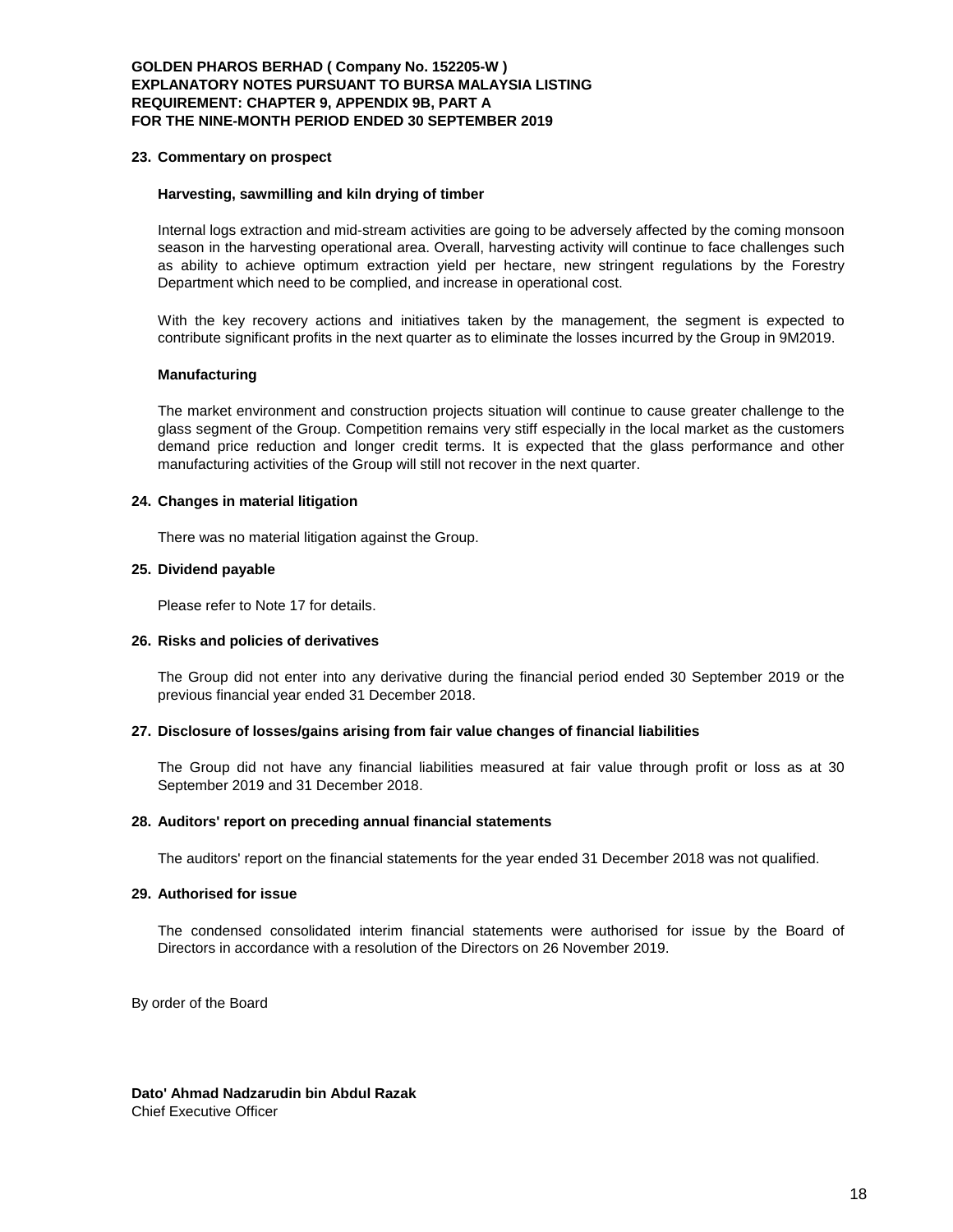**GOLDEN PHAROS BERHAD ( Company No. 152205-W )**
**EXPLANATORY NOTES PURSUANT TO BURSA MALAYSIA LISTING REQUIREMENT: CHAPTER 9, APPENDIX 9B, PART A**
**FOR THE NINE-MONTH PERIOD ENDED 30 SEPTEMBER 2019**

## 23. Commentary on prospect

### Harvesting, sawmilling and kiln drying of timber

Internal logs extraction and mid-stream activities are going to be adversely affected by the coming monsoon season in the harvesting operational area. Overall, harvesting activity will continue to face challenges such as ability to achieve optimum extraction yield per hectare, new stringent regulations by the Forestry Department which need to be complied, and increase in operational cost.

With the key recovery actions and initiatives taken by the management, the segment is expected to contribute significant profits in the next quarter as to eliminate the losses incurred by the Group in 9M2019.

### Manufacturing

The market environment and construction projects situation will continue to cause greater challenge to the glass segment of the Group. Competition remains very stiff especially in the local market as the customers demand price reduction and longer credit terms. It is expected that the glass performance and other manufacturing activities of the Group will still not recover in the next quarter.

## 24. Changes in material litigation

There was no material litigation against the Group.

## 25. Dividend payable

Please refer to Note 17 for details.

## 26. Risks and policies of derivatives

The Group did not enter into any derivative during the financial period ended 30 September 2019 or the previous financial year ended 31 December 2018.

## 27. Disclosure of losses/gains arising from fair value changes of financial liabilities

The Group did not have any financial liabilities measured at fair value through profit or loss as at 30 September 2019 and 31 December 2018.

## 28. Auditors' report on preceding annual financial statements

The auditors' report on the financial statements for the year ended 31 December 2018 was not qualified.

## 29. Authorised for issue

The condensed consolidated interim financial statements were authorised for issue by the Board of Directors in accordance with a resolution of the Directors on 26 November 2019.

By order of the Board

**Dato' Ahmad Nadzarudin bin Abdul Razak**
Chief Executive Officer